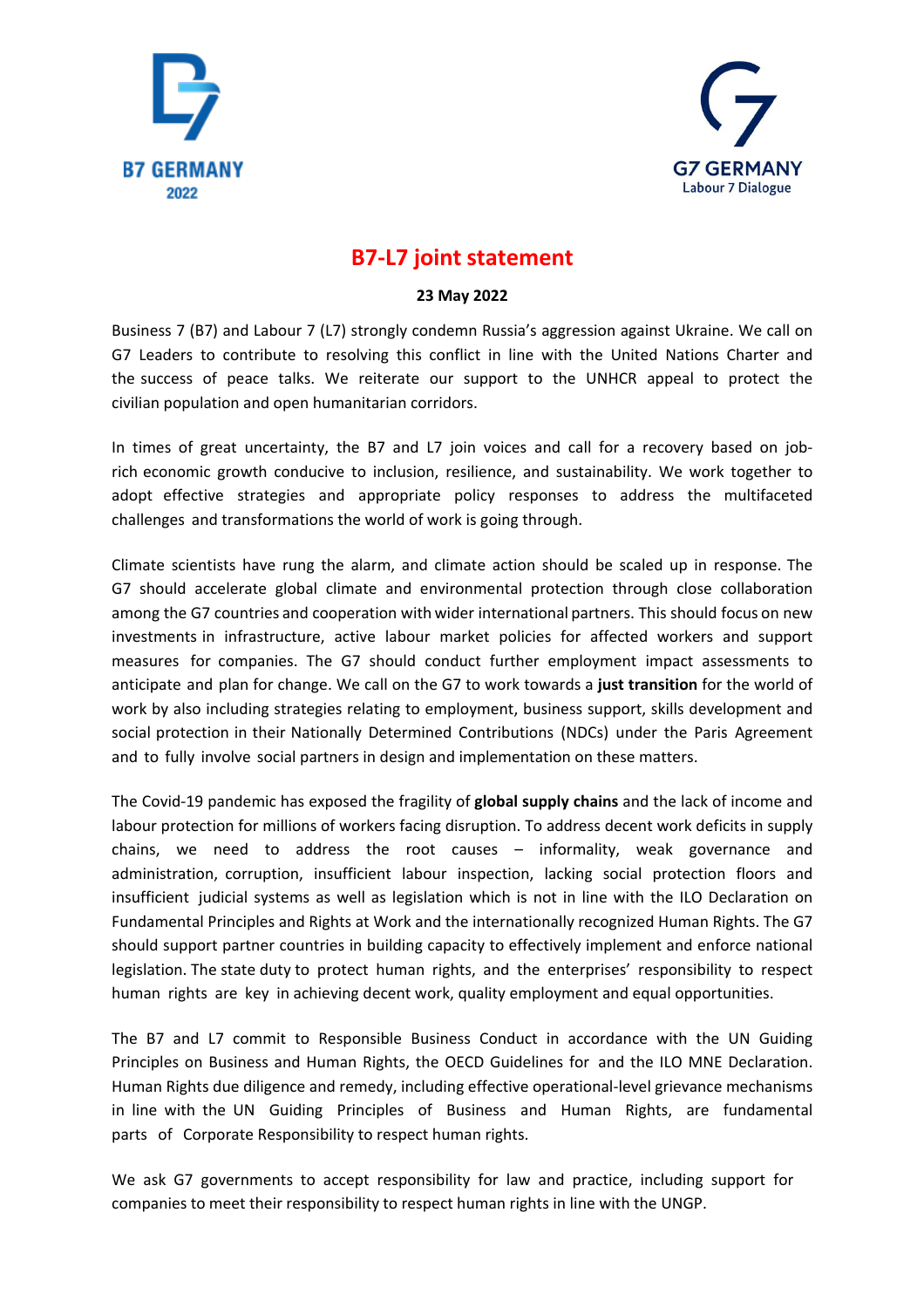B7 GERMANY
2022

G7 GERMANY
Labour 7 Dialogue

# B7-L7 joint statement

**23 May 2022**

Business 7 (B7) and Labour 7 (L7) strongly condemn Russia's aggression against Ukraine. We call on G7 Leaders to contribute to resolving this conflict in line with the United Nations Charter and the success of peace talks. We reiterate our support to the UNHCR appeal to protect the civilian population and open humanitarian corridors.

In times of great uncertainty, the B7 and L7 join voices and call for a recovery based on job-rich economic growth conducive to inclusion, resilience, and sustainability. We work together to adopt effective strategies and appropriate policy responses to address the multifaceted challenges and transformations the world of work is going through.

Climate scientists have rung the alarm, and climate action should be scaled up in response. The G7 should accelerate global climate and environmental protection through close collaboration among the G7 countries and cooperation with wider international partners. This should focus on new investments in infrastructure, active labour market policies for affected workers and support measures for companies. The G7 should conduct further employment impact assessments to anticipate and plan for change. We call on the G7 to work towards a **just transition** for the world of work by also including strategies relating to employment, business support, skills development and social protection in their Nationally Determined Contributions (NDCs) under the Paris Agreement and to fully involve social partners in design and implementation on these matters.

The Covid-19 pandemic has exposed the fragility of **global supply chains** and the lack of income and labour protection for millions of workers facing disruption. To address decent work deficits in supply chains, we need to address the root causes – informality, weak governance and administration, corruption, insufficient labour inspection, lacking social protection floors and insufficient judicial systems as well as legislation which is not in line with the ILO Declaration on Fundamental Principles and Rights at Work and the internationally recognized Human Rights. The G7 should support partner countries in building capacity to effectively implement and enforce national legislation. The state duty to protect human rights, and the enterprises' responsibility to respect human rights are key in achieving decent work, quality employment and equal opportunities.

The B7 and L7 commit to Responsible Business Conduct in accordance with the UN Guiding Principles on Business and Human Rights, the OECD Guidelines for and the ILO MNE Declaration. Human Rights due diligence and remedy, including effective operational-level grievance mechanisms in line with the UN Guiding Principles of Business and Human Rights, are fundamental parts of Corporate Responsibility to respect human rights.

We ask G7 governments to accept responsibility for law and practice, including support for companies to meet their responsibility to respect human rights in line with the UNGP.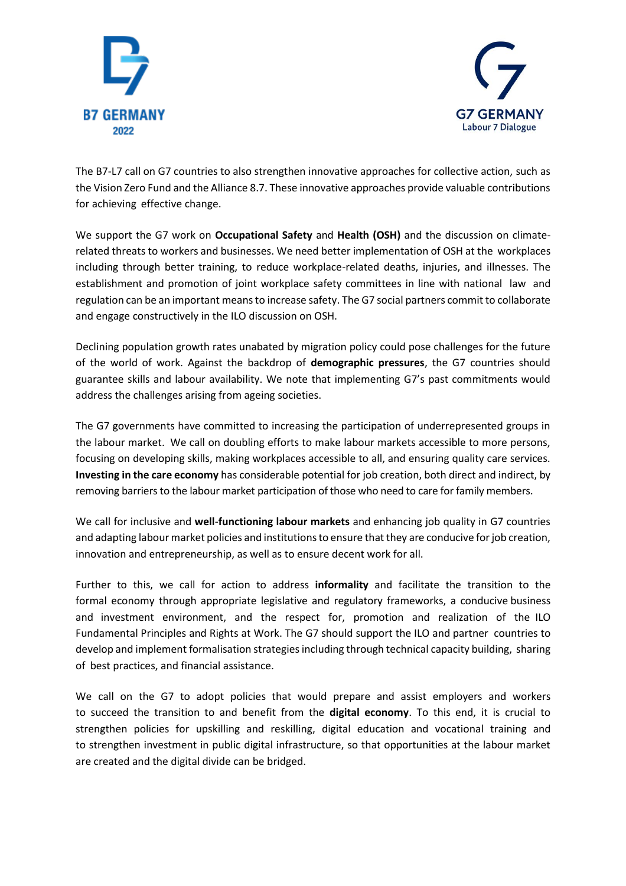The B7-L7 call on G7 countries to also strengthen innovative approaches for collective action, such as the Vision Zero Fund and the Alliance 8.7. These innovative approaches provide valuable contributions for achieving effective change.

We support the G7 work on **Occupational Safety** and **Health (OSH)** and the discussion on climate-related threats to workers and businesses. We need better implementation of OSH at the workplaces including through better training, to reduce workplace-related deaths, injuries, and illnesses. The establishment and promotion of joint workplace safety committees in line with national law and regulation can be an important means to increase safety. The G7 social partners commit to collaborate and engage constructively in the ILO discussion on OSH.

Declining population growth rates unabated by migration policy could pose challenges for the future of the world of work. Against the backdrop of **demographic pressures**, the G7 countries should guarantee skills and labour availability. We note that implementing G7's past commitments would address the challenges arising from ageing societies.

The G7 governments have committed to increasing the participation of underrepresented groups in the labour market. We call on doubling efforts to make labour markets accessible to more persons, focusing on developing skills, making workplaces accessible to all, and ensuring quality care services. **Investing in the care economy** has considerable potential for job creation, both direct and indirect, by removing barriers to the labour market participation of those who need to care for family members.

We call for inclusive and **well-functioning labour markets** and enhancing job quality in G7 countries and adapting labour market policies and institutions to ensure that they are conducive for job creation, innovation and entrepreneurship, as well as to ensure decent work for all.

Further to this, we call for action to address **informality** and facilitate the transition to the formal economy through appropriate legislative and regulatory frameworks, a conducive business and investment environment, and the respect for, promotion and realization of the ILO Fundamental Principles and Rights at Work. The G7 should support the ILO and partner countries to develop and implement formalisation strategies including through technical capacity building, sharing of best practices, and financial assistance.

We call on the G7 to adopt policies that would prepare and assist employers and workers to succeed the transition to and benefit from the **digital economy**. To this end, it is crucial to strengthen policies for upskilling and reskilling, digital education and vocational training and to strengthen investment in public digital infrastructure, so that opportunities at the labour market are created and the digital divide can be bridged.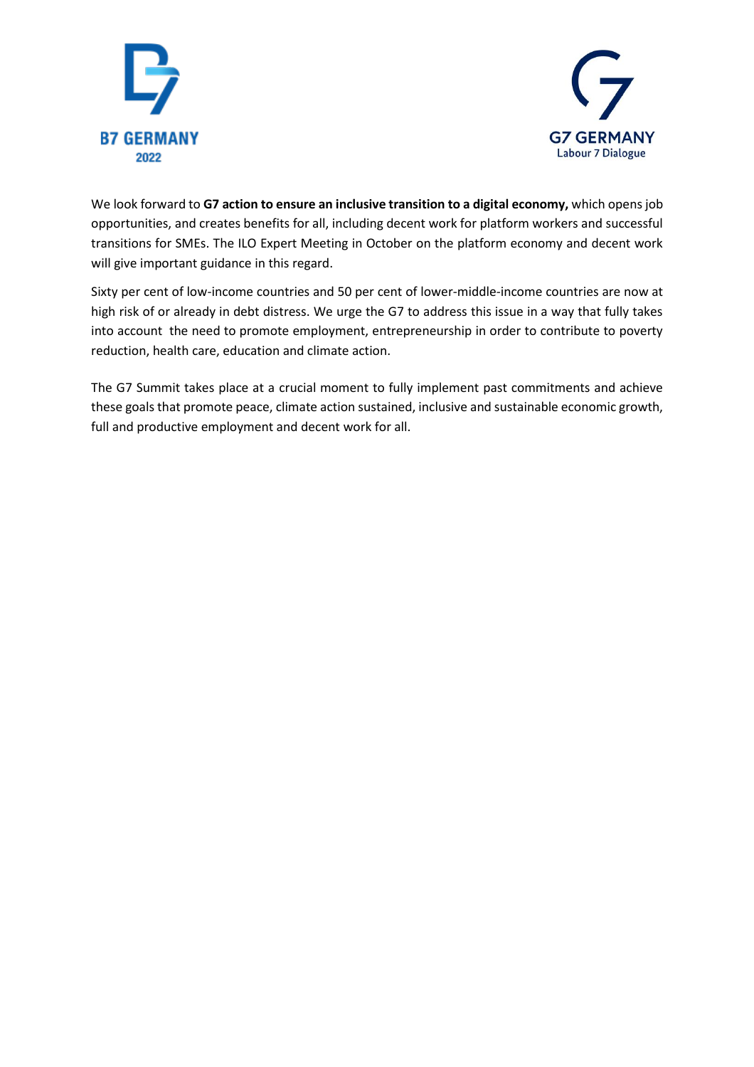We look forward to **G7 action to ensure an inclusive transition to a digital economy,** which opens job opportunities, and creates benefits for all, including decent work for platform workers and successful transitions for SMEs. The ILO Expert Meeting in October on the platform economy and decent work will give important guidance in this regard.

Sixty per cent of low-income countries and 50 per cent of lower-middle-income countries are now at high risk of or already in debt distress. We urge the G7 to address this issue in a way that fully takes into account the need to promote employment, entrepreneurship in order to contribute to poverty reduction, health care, education and climate action.

The G7 Summit takes place at a crucial moment to fully implement past commitments and achieve these goals that promote peace, climate action sustained, inclusive and sustainable economic growth, full and productive employment and decent work for all.